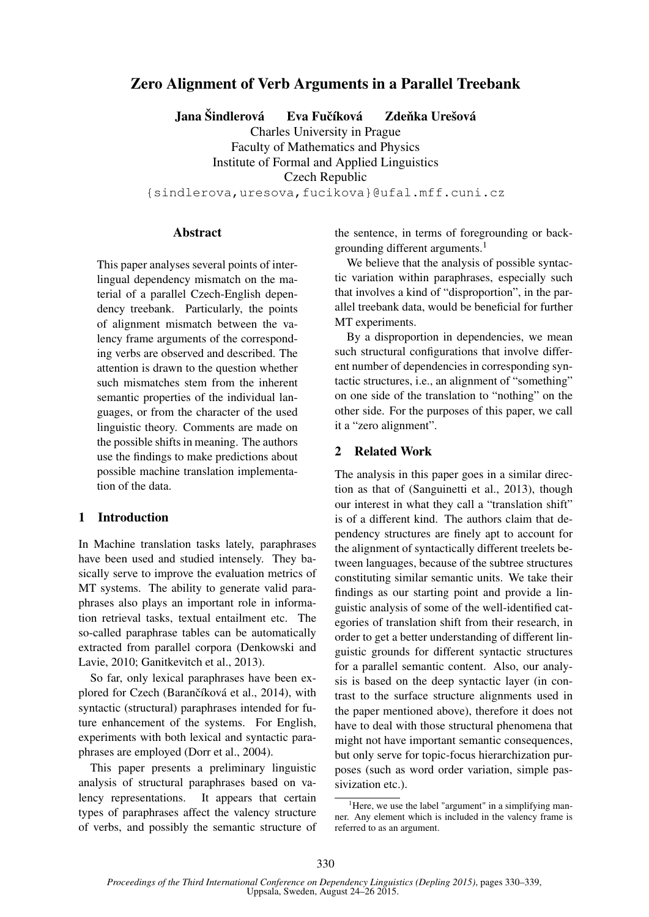# Zero Alignment of Verb Arguments in a Parallel Treebank

**Jana Šindlerová   Eva Fučíková   Zdeňka Urešová**

Charles University in Prague
Faculty of Mathematics and Physics
Institute of Formal and Applied Linguistics
Czech Republic

{sindlerova,uresova,fucikova}@ufal.mff.cuni.cz

## Abstract

This paper analyses several points of interlingual dependency mismatch on the material of a parallel Czech-English dependency treebank. Particularly, the points of alignment mismatch between the valency frame arguments of the corresponding verbs are observed and described. The attention is drawn to the question whether such mismatches stem from the inherent semantic properties of the individual languages, or from the character of the used linguistic theory. Comments are made on the possible shifts in meaning. The authors use the findings to make predictions about possible machine translation implementation of the data.

## 1 Introduction

In Machine translation tasks lately, paraphrases have been used and studied intensely. They basically serve to improve the evaluation metrics of MT systems. The ability to generate valid paraphrases also plays an important role in information retrieval tasks, textual entailment etc. The so-called paraphrase tables can be automatically extracted from parallel corpora (Denkowski and Lavie, 2010; Ganitkevitch et al., 2013).

So far, only lexical paraphrases have been explored for Czech (Barančíková et al., 2014), with syntactic (structural) paraphrases intended for future enhancement of the systems. For English, experiments with both lexical and syntactic paraphrases are employed (Dorr et al., 2004).

This paper presents a preliminary linguistic analysis of structural paraphrases based on valency representations. It appears that certain types of paraphrases affect the valency structure of verbs, and possibly the semantic structure of the sentence, in terms of foregrounding or backgrounding different arguments.[1]

We believe that the analysis of possible syntactic variation within paraphrases, especially such that involves a kind of "disproportion", in the parallel treebank data, would be beneficial for further MT experiments.

By a disproportion in dependencies, we mean such structural configurations that involve different number of dependencies in corresponding syntactic structures, i.e., an alignment of "something" on one side of the translation to "nothing" on the other side. For the purposes of this paper, we call it a "zero alignment".

## 2 Related Work

The analysis in this paper goes in a similar direction as that of (Sanguinetti et al., 2013), though our interest in what they call a "translation shift" is of a different kind. The authors claim that dependency structures are finely apt to account for the alignment of syntactically different treelets between languages, because of the subtree structures constituting similar semantic units. We take their findings as our starting point and provide a linguistic analysis of some of the well-identified categories of translation shift from their research, in order to get a better understanding of different linguistic grounds for different syntactic structures for a parallel semantic content. Also, our analysis is based on the deep syntactic layer (in contrast to the surface structure alignments used in the paper mentioned above), therefore it does not have to deal with those structural phenomena that might not have important semantic consequences, but only serve for topic-focus hierarchization purposes (such as word order variation, simple passivization etc.).

[1] Here, we use the label "argument" in a simplifying manner. Any element which is included in the valency frame is referred to as an argument.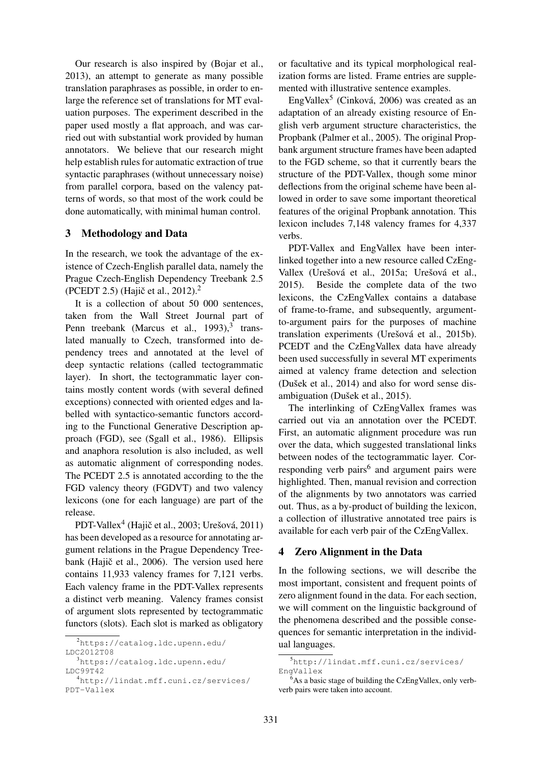Our research is also inspired by (Bojar et al., 2013), an attempt to generate as many possible translation paraphrases as possible, in order to enlarge the reference set of translations for MT evaluation purposes. The experiment described in the paper used mostly a flat approach, and was carried out with substantial work provided by human annotators. We believe that our research might help establish rules for automatic extraction of true syntactic paraphrases (without unnecessary noise) from parallel corpora, based on the valency patterns of words, so that most of the work could be done automatically, with minimal human control.

## 3 Methodology and Data

In the research, we took the advantage of the existence of Czech-English parallel data, namely the Prague Czech-English Dependency Treebank 2.5 (PCEDT 2.5) (Hajič et al., 2012).[2]

It is a collection of about 50 000 sentences, taken from the Wall Street Journal part of Penn treebank (Marcus et al., 1993),[3] translated manually to Czech, transformed into dependency trees and annotated at the level of deep syntactic relations (called tectogrammatic layer). In short, the tectogrammatic layer contains mostly content words (with several defined exceptions) connected with oriented edges and labelled with syntactico-semantic functors according to the Functional Generative Description approach (FGD), see (Sgall et al., 1986). Ellipsis and anaphora resolution is also included, as well as automatic alignment of corresponding nodes. The PCEDT 2.5 is annotated according to the the FGD valency theory (FGDVT) and two valency lexicons (one for each language) are part of the release.

PDT-Vallex[4] (Hajič et al., 2003; Urešová, 2011) has been developed as a resource for annotating argument relations in the Prague Dependency Treebank (Hajič et al., 2006). The version used here contains 11,933 valency frames for 7,121 verbs. Each valency frame in the PDT-Vallex represents a distinct verb meaning. Valency frames consist of argument slots represented by tectogrammatic functors (slots). Each slot is marked as obligatory or facultative and its typical morphological realization forms are listed. Frame entries are supplemented with illustrative sentence examples.

EngVallex[5] (Cinková, 2006) was created as an adaptation of an already existing resource of English verb argument structure characteristics, the Propbank (Palmer et al., 2005). The original Propbank argument structure frames have been adapted to the FGD scheme, so that it currently bears the structure of the PDT-Vallex, though some minor deflections from the original scheme have been allowed in order to save some important theoretical features of the original Propbank annotation. This lexicon includes 7,148 valency frames for 4,337 verbs.

PDT-Vallex and EngVallex have been interlinked together into a new resource called CzEngVallex (Urešová et al., 2015a; Urešová et al., 2015). Beside the complete data of the two lexicons, the CzEngVallex contains a database of frame-to-frame, and subsequently, argument-to-argument pairs for the purposes of machine translation experiments (Urešová et al., 2015b). PCEDT and the CzEngVallex data have already been used successfully in several MT experiments aimed at valency frame detection and selection (Dušek et al., 2014) and also for word sense disambiguation (Dušek et al., 2015).

The interlinking of CzEngVallex frames was carried out via an annotation over the PCEDT. First, an automatic alignment procedure was run over the data, which suggested translational links between nodes of the tectogrammatic layer. Corresponding verb pairs[6] and argument pairs were highlighted. Then, manual revision and correction of the alignments by two annotators was carried out. Thus, as a by-product of building the lexicon, a collection of illustrative annotated tree pairs is available for each verb pair of the CzEngVallex.

## 4 Zero Alignment in the Data

In the following sections, we will describe the most important, consistent and frequent points of zero alignment found in the data. For each section, we will comment on the linguistic background of the phenomena described and the possible consequences for semantic interpretation in the individual languages.

---

[2] https://catalog.ldc.upenn.edu/LDC2012T08

[3] https://catalog.ldc.upenn.edu/LDC99T42

[4] http://lindat.mff.cuni.cz/services/PDT-Vallex

[5] http://lindat.mff.cuni.cz/services/EngVallex

[6] As a basic stage of building the CzEngVallex, only verb-verb pairs were taken into account.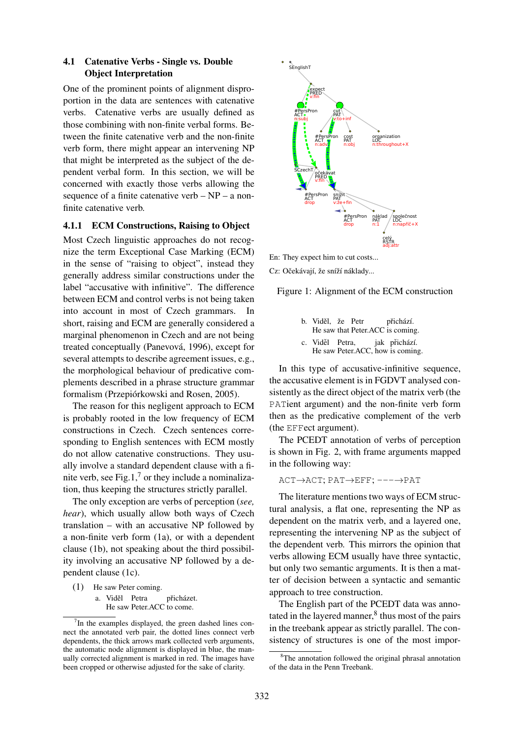### 4.1 Catenative Verbs - Single vs. Double Object Interpretation

One of the prominent points of alignment disproportion in the data are sentences with catenative verbs. Catenative verbs are usually defined as those combining with non-finite verbal forms. Between the finite catenative verb and the non-finite verb form, there might appear an intervening NP that might be interpreted as the subject of the dependent verbal form. In this section, we will be concerned with exactly those verbs allowing the sequence of a finite catenative verb – NP – a non-finite catenative verb.

#### 4.1.1 ECM Constructions, Raising to Object

Most Czech linguistic approaches do not recognize the term Exceptional Case Marking (ECM) in the sense of "raising to object", instead they generally address similar constructions under the label "accusative with infinitive". The difference between ECM and control verbs is not being taken into account in most of Czech grammars. In short, raising and ECM are generally considered a marginal phenomenon in Czech and are not being treated conceptually (Panevová, 1996), except for several attempts to describe agreement issues, e.g., the morphological behaviour of predicative complements described in a phrase structure grammar formalism (Przepiórkowski and Rosen, 2005).

The reason for this negligent approach to ECM is probably rooted in the low frequency of ECM constructions in Czech. Czech sentences corresponding to English sentences with ECM mostly do not allow catenative constructions. They usually involve a standard dependent clause with a finite verb, see Fig.1,[7] or they include a nominalization, thus keeping the structures strictly parallel.

The only exception are verbs of perception (*see, hear*), which usually allow both ways of Czech translation – with an accusative NP followed by a non-finite verb form (1a), or with a dependent clause (1b), not speaking about the third possibility involving an accusative NP followed by a dependent clause (1c).

(1) He saw Peter coming.

a. Viděl Petra přicházet.
He saw Peter.ACC to come.

b. Viděl, že Petr přichází.
He saw that Peter.ACC is coming.

c. Viděl Petra, jak přichází.
He saw Peter.ACC, how is coming.

[7] In the examples displayed, the green dashed lines connect the annotated verb pair, the dotted lines connect verb dependents, the thick arrows mark collected verb arguments, the automatic node alignment is displayed in blue, the manually corrected alignment is marked in red. The images have been cropped or otherwise adjusted for the sake of clarity.

En: They expect him to cut costs...

Cz: Očekávají, že sníží náklady...

Figure 1: Alignment of the ECM construction

In this type of accusative-infinitive sequence, the accusative element is in FGDVT analysed consistently as the direct object of the matrix verb (the PATient argument) and the non-finite verb form then as the predicative complement of the verb (the EFFect argument).

The PCEDT annotation of verbs of perception is shown in Fig. 2, with frame arguments mapped in the following way:

ACT→ACT; PAT→EFF; ---→PAT

The literature mentions two ways of ECM structural analysis, a flat one, representing the NP as dependent on the matrix verb, and a layered one, representing the intervening NP as the subject of the dependent verb. This mirrors the opinion that verbs allowing ECM usually have three syntactic, but only two semantic arguments. It is then a matter of decision between a syntactic and semantic approach to tree construction.

The English part of the PCEDT data was annotated in the layered manner,[8] thus most of the pairs in the treebank appear as strictly parallel. The consistency of structures is one of the most impor-

[8] The annotation followed the original phrasal annotation of the data in the Penn Treebank.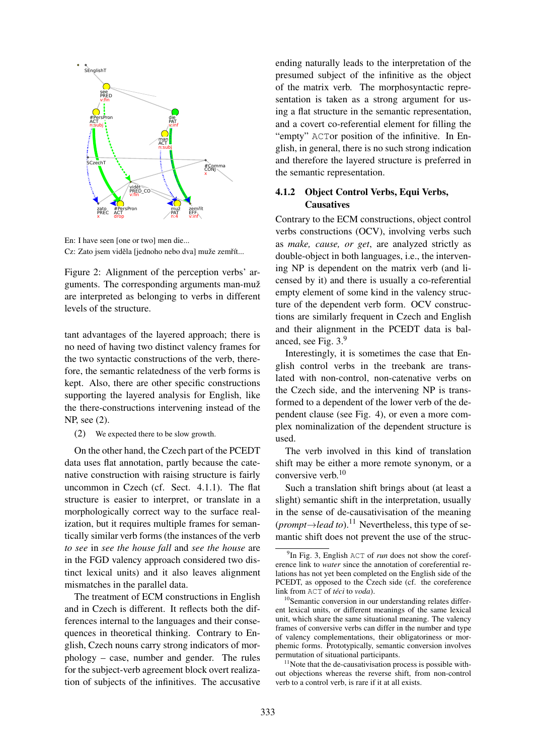En: I have seen [one or two] men die...

Cz: Zato jsem viděla [jednoho nebo dva] muže zemřít...

Figure 2: Alignment of the perception verbs' arguments. The corresponding arguments man-muž are interpreted as belonging to verbs in different levels of the structure.

tant advantages of the layered approach; there is no need of having two distinct valency frames for the two syntactic constructions of the verb, therefore, the semantic relatedness of the verb forms is kept. Also, there are other specific constructions supporting the layered analysis for English, like the there-constructions intervening instead of the NP, see (2).

(2) We expected there to be slow growth.

On the other hand, the Czech part of the PCEDT data uses flat annotation, partly because the catenative construction with raising structure is fairly uncommon in Czech (cf. Sect. 4.1.1). The flat structure is easier to interpret, or translate in a morphologically correct way to the surface realization, but it requires multiple frames for semantically similar verb forms (the instances of the verb *to see* in *see the house fall* and *see the house* are in the FGD valency approach considered two distinct lexical units) and it also leaves alignment mismatches in the parallel data.

The treatment of ECM constructions in English and in Czech is different. It reflects both the differences internal to the languages and their consequences in theoretical thinking. Contrary to English, Czech nouns carry strong indicators of morphology – case, number and gender. The rules for the subject-verb agreement block overt realization of subjects of the infinitives. The accusative ending naturally leads to the interpretation of the presumed subject of the infinitive as the object of the matrix verb. The morphosyntactic representation is taken as a strong argument for using a flat structure in the semantic representation, and a covert co-referential element for filling the "empty" ACTor position of the infinitive. In English, in general, there is no such strong indication and therefore the layered structure is preferred in the semantic representation.

### 4.1.2 Object Control Verbs, Equi Verbs, Causatives

Contrary to the ECM constructions, object control verbs constructions (OCV), involving verbs such as *make, cause, or get*, are analyzed strictly as double-object in both languages, i.e., the intervening NP is dependent on the matrix verb (and licensed by it) and there is usually a co-referential empty element of some kind in the valency structure of the dependent verb form. OCV constructions are similarly frequent in Czech and English and their alignment in the PCEDT data is balanced, see Fig. 3.[9]

Interestingly, it is sometimes the case that English control verbs in the treebank are translated with non-control, non-catenative verbs on the Czech side, and the intervening NP is transformed to a dependent of the lower verb of the dependent clause (see Fig. 4), or even a more complex nominalization of the dependent structure is used.

The verb involved in this kind of translation shift may be either a more remote synonym, or a conversive verb.[10]

Such a translation shift brings about (at least a slight) semantic shift in the interpretation, usually in the sense of de-causativisation of the meaning (*prompt*→*lead to*).[11] Nevertheless, this type of semantic shift does not prevent the use of the struc-

[9] In Fig. 3, English ACT of *run* does not show the coreference link to *water* since the annotation of coreferential relations has not yet been completed on the English side of the PCEDT, as opposed to the Czech side (cf. the coreference link from ACT of *téci* to *voda*).

[10] Semantic conversion in our understanding relates different lexical units, or different meanings of the same lexical unit, which share the same situational meaning. The valency frames of conversive verbs can differ in the number and type of valency complementations, their obligatoriness or morphemic forms. Prototypically, semantic conversion involves permutation of situational participants.

[11] Note that the de-causativisation process is possible without objections whereas the reverse shift, from non-control verb to a control verb, is rare if it at all exists.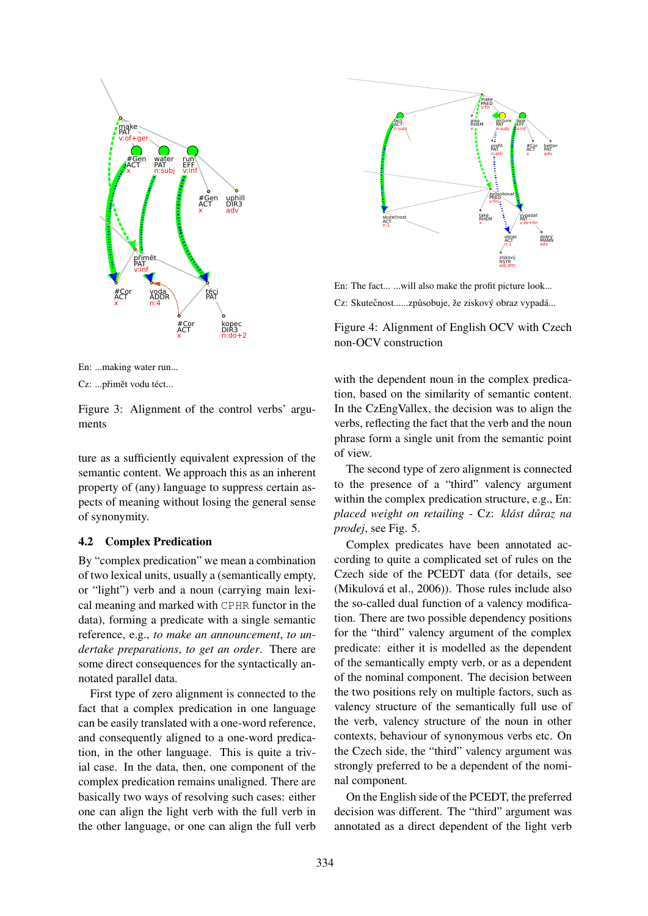En: ...making water run...

Cz: ...přimět vodu téct...

Figure 3: Alignment of the control verbs' arguments

ture as a sufficiently equivalent expression of the semantic content. We approach this as an inherent property of (any) language to suppress certain aspects of meaning without losing the general sense of synonymity.

### 4.2 Complex Predication

By "complex predication" we mean a combination of two lexical units, usually a (semantically empty, or "light") verb and a noun (carrying main lexical meaning and marked with CPHR functor in the data), forming a predicate with a single semantic reference, e.g., *to make an announcement*, *to undertake preparations*, *to get an order*. There are some direct consequences for the syntactically annotated parallel data.

First type of zero alignment is connected to the fact that a complex predication in one language can be easily translated with a one-word reference, and consequently aligned to a one-word predication, in the other language. This is quite a trivial case. In the data, then, one component of the complex predication remains unaligned. There are basically two ways of resolving such cases: either one can align the light verb with the full verb in the other language, or one can align the full verb

En: The fact... ...will also make the profit picture look...

Cz: Skutečnost......způsobuje, že ziskový obraz vypadá...

Figure 4: Alignment of English OCV with Czech non-OCV construction

with the dependent noun in the complex predication, based on the similarity of semantic content. In the CzEngVallex, the decision was to align the verbs, reflecting the fact that the verb and the noun phrase form a single unit from the semantic point of view.

The second type of zero alignment is connected to the presence of a "third" valency argument within the complex predication structure, e.g., En: *placed weight on retailing* - Cz: *klást důraz na prodej*, see Fig. 5.

Complex predicates have been annotated according to quite a complicated set of rules on the Czech side of the PCEDT data (for details, see (Mikulová et al., 2006)). Those rules include also the so-called dual function of a valency modification. There are two possible dependency positions for the "third" valency argument of the complex predicate: either it is modelled as the dependent of the semantically empty verb, or as a dependent of the nominal component. The decision between the two positions rely on multiple factors, such as valency structure of the semantically full use of the verb, valency structure of the noun in other contexts, behaviour of synonymous verbs etc. On the Czech side, the "third" valency argument was strongly preferred to be a dependent of the nominal component.

On the English side of the PCEDT, the preferred decision was different. The "third" argument was annotated as a direct dependent of the light verb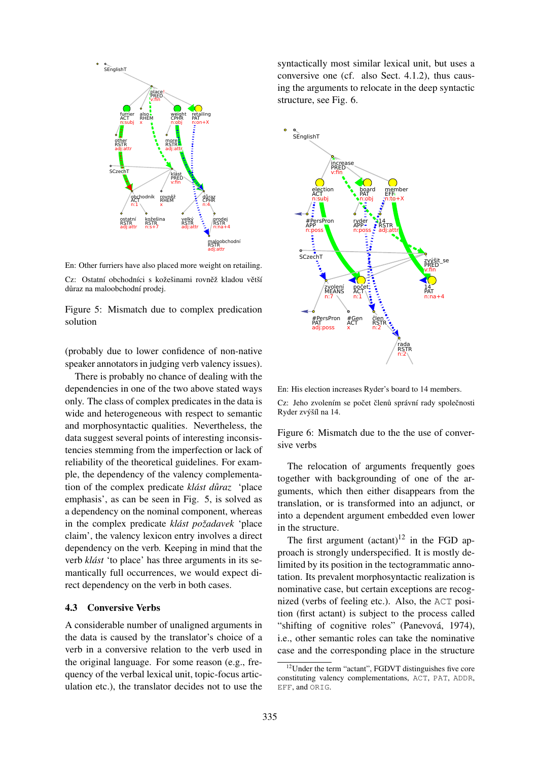En: Other furriers have also placed more weight on retailing.

Cz: Ostatní obchodníci s kožešinami rovněž kladou větší důraz na maloobchodní prodej.

Figure 5: Mismatch due to complex predication solution

(probably due to lower confidence of non-native speaker annotators in judging verb valency issues).

There is probably no chance of dealing with the dependencies in one of the two above stated ways only. The class of complex predicates in the data is wide and heterogeneous with respect to semantic and morphosyntactic qualities. Nevertheless, the data suggest several points of interesting inconsistencies stemming from the imperfection or lack of reliability of the theoretical guidelines. For example, the dependency of the valency complementation of the complex predicate *klást důraz* 'place emphasis', as can be seen in Fig. 5, is solved as a dependency on the nominal component, whereas in the complex predicate *klást požadavek* 'place claim', the valency lexicon entry involves a direct dependency on the verb. Keeping in mind that the verb *klást* 'to place' has three arguments in its semantically full occurrences, we would expect direct dependency on the verb in both cases.

### 4.3 Conversive Verbs

A considerable number of unaligned arguments in the data is caused by the translator's choice of a verb in a conversive relation to the verb used in the original language. For some reason (e.g., frequency of the verbal lexical unit, topic-focus articulation etc.), the translator decides not to use the syntactically most similar lexical unit, but uses a conversive one (cf. also Sect. 4.1.2), thus causing the arguments to relocate in the deep syntactic structure, see Fig. 6.

En: His election increases Ryder's board to 14 members.

Cz: Jeho zvolením se počet členů správní rady společnosti Ryder zvýšil na 14.

Figure 6: Mismatch due to the the use of conversive verbs

The relocation of arguments frequently goes together with backgrounding of one of the arguments, which then either disappears from the translation, or is transformed into an adjunct, or into a dependent argument embedded even lower in the structure.

The first argument (actant)[12] in the FGD approach is strongly underspecified. It is mostly delimited by its position in the tectogrammatic annotation. Its prevalent morphosyntactic realization is nominative case, but certain exceptions are recognized (verbs of feeling etc.). Also, the ACT position (first actant) is subject to the process called "shifting of cognitive roles" (Panevová, 1974), i.e., other semantic roles can take the nominative case and the corresponding place in the structure

[12] Under the term "actant", FGDVT distinguishes five core constituting valency complementations, ACT, PAT, ADDR, EFF, and ORIG.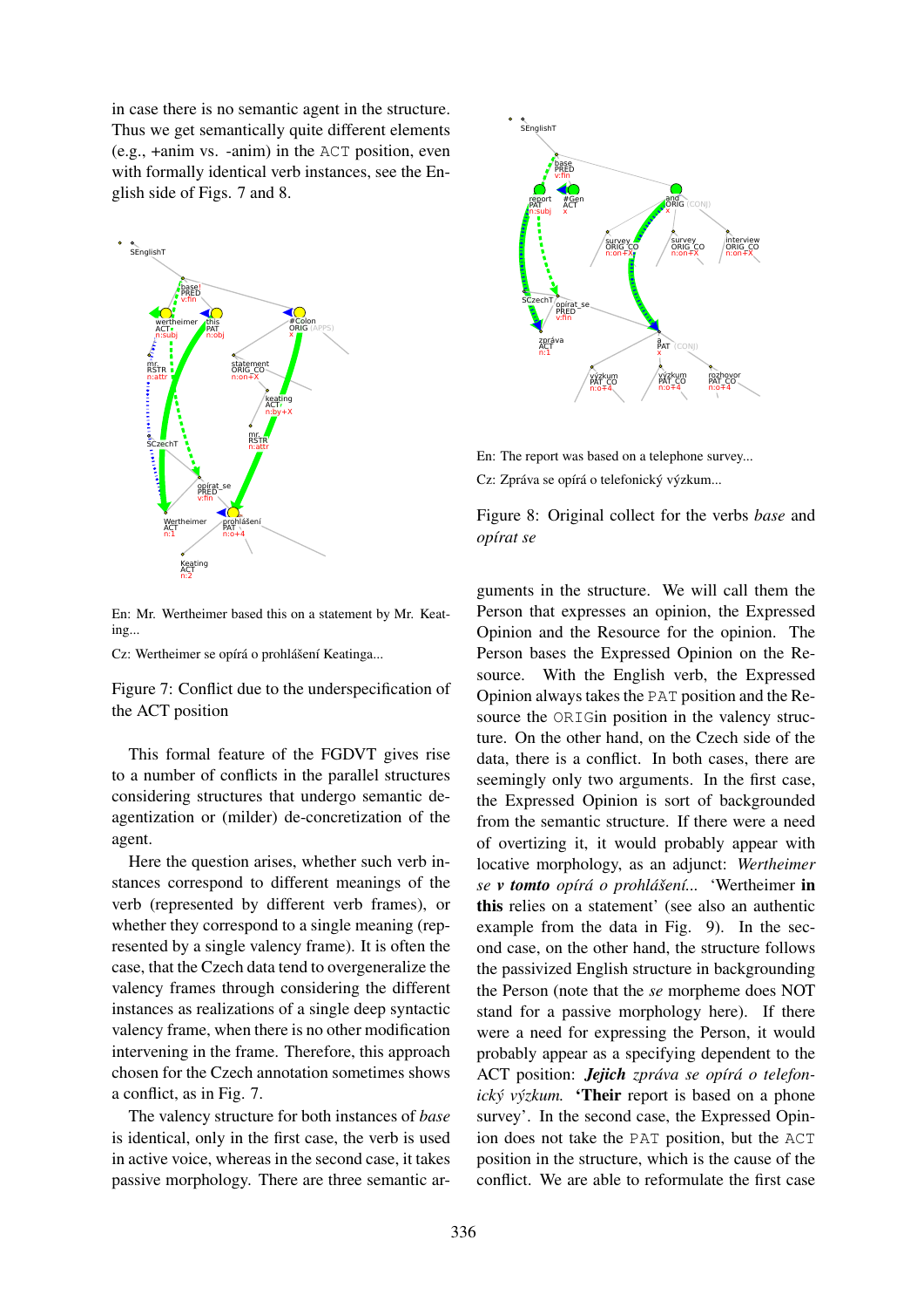in case there is no semantic agent in the structure. Thus we get semantically quite different elements (e.g., +anim vs. -anim) in the ACT position, even with formally identical verb instances, see the English side of Figs. 7 and 8.

En: Mr. Wertheimer based this on a statement by Mr. Keating...

Cz: Wertheimer se opírá o prohlášení Keatinga...

Figure 7: Conflict due to the underspecification of the ACT position

This formal feature of the FGDVT gives rise to a number of conflicts in the parallel structures considering structures that undergo semantic deagentization or (milder) de-concretization of the agent.

Here the question arises, whether such verb instances correspond to different meanings of the verb (represented by different verb frames), or whether they correspond to a single meaning (represented by a single valency frame). It is often the case, that the Czech data tend to overgeneralize the valency frames through considering the different instances as realizations of a single deep syntactic valency frame, when there is no other modification intervening in the frame. Therefore, this approach chosen for the Czech annotation sometimes shows a conflict, as in Fig. 7.

The valency structure for both instances of *base* is identical, only in the first case, the verb is used in active voice, whereas in the second case, it takes passive morphology. There are three semantic arguments in the structure. We will call them the Person that expresses an opinion, the Expressed Opinion and the Resource for the opinion. The Person bases the Expressed Opinion on the Resource. With the English verb, the Expressed Opinion always takes the PAT position and the Resource the ORIGin position in the valency structure. On the other hand, on the Czech side of the data, there is a conflict. In both cases, there are seemingly only two arguments. In the first case, the Expressed Opinion is sort of backgrounded from the semantic structure. If there were a need of overtizing it, it would probably appear with locative morphology, as an adjunct: *Wertheimer se* ***v tomto*** *opírá o prohlášení...* 'Wertheimer **in this** relies on a statement' (see also an authentic example from the data in Fig. 9). In the second case, on the other hand, the structure follows the passivized English structure in backgrounding the Person (note that the *se* morpheme does NOT stand for a passive morphology here). If there were a need for expressing the Person, it would probably appear as a specifying dependent to the ACT position: ***Jejich*** *zpráva se opírá o telefonický výzkum.* '**Their** report is based on a phone survey'. In the second case, the Expressed Opinion does not take the PAT position, but the ACT position in the structure, which is the cause of the conflict. We are able to reformulate the first case

En: The report was based on a telephone survey...

Cz: Zpráva se opírá o telefonický výzkum...

Figure 8: Original collect for the verbs *base* and *opírat se*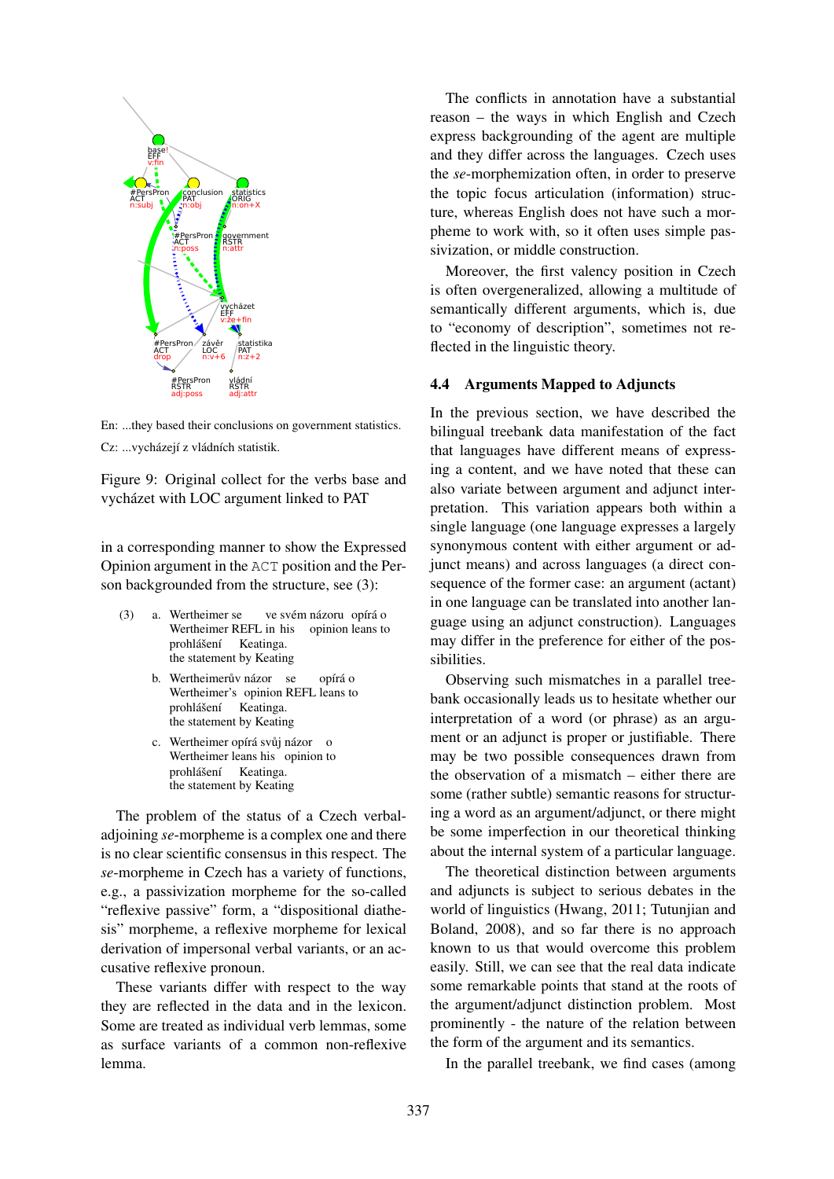En: ...they based their conclusions on government statistics.

Cz: ...vycházejí z vládních statistik.

Figure 9: Original collect for the verbs base and vycházet with LOC argument linked to PAT

in a corresponding manner to show the Expressed Opinion argument in the ACT position and the Person backgrounded from the structure, see (3):

(3) a. Wertheimer se ve svém názoru opírá o
Wertheimer REFL in his opinion leans to
prohlášení Keatinga.
the statement by Keating

b. Wertheimerův názor se opírá o
Wertheimer's opinion REFL leans to
prohlášení Keatinga.
the statement by Keating

c. Wertheimer opírá svůj názor o
Wertheimer leans his opinion to
prohlášení Keatinga.
the statement by Keating

The problem of the status of a Czech verbal-adjoining *se*-morpheme is a complex one and there is no clear scientific consensus in this respect. The *se*-morpheme in Czech has a variety of functions, e.g., a passivization morpheme for the so-called "reflexive passive" form, a "dispositional diathesis" morpheme, a reflexive morpheme for lexical derivation of impersonal verbal variants, or an accusative reflexive pronoun.

These variants differ with respect to the way they are reflected in the data and in the lexicon. Some are treated as individual verb lemmas, some as surface variants of a common non-reflexive lemma.

The conflicts in annotation have a substantial reason – the ways in which English and Czech express backgrounding of the agent are multiple and they differ across the languages. Czech uses the *se*-morphemization often, in order to preserve the topic focus articulation (information) structure, whereas English does not have such a morpheme to work with, so it often uses simple passivization, or middle construction.

Moreover, the first valency position in Czech is often overgeneralized, allowing a multitude of semantically different arguments, which is, due to "economy of description", sometimes not reflected in the linguistic theory.

## 4.4 Arguments Mapped to Adjuncts

In the previous section, we have described the bilingual treebank data manifestation of the fact that languages have different means of expressing a content, and we have noted that these can also variate between argument and adjunct interpretation. This variation appears both within a single language (one language expresses a largely synonymous content with either argument or adjunct means) and across languages (a direct consequence of the former case: an argument (actant) in one language can be translated into another language using an adjunct construction). Languages may differ in the preference for either of the possibilities.

Observing such mismatches in a parallel treebank occasionally leads us to hesitate whether our interpretation of a word (or phrase) as an argument or an adjunct is proper or justifiable. There may be two possible consequences drawn from the observation of a mismatch – either there are some (rather subtle) semantic reasons for structuring a word as an argument/adjunct, or there might be some imperfection in our theoretical thinking about the internal system of a particular language.

The theoretical distinction between arguments and adjuncts is subject to serious debates in the world of linguistics (Hwang, 2011; Tutunjian and Boland, 2008), and so far there is no approach known to us that would overcome this problem easily. Still, we can see that the real data indicate some remarkable points that stand at the roots of the argument/adjunct distinction problem. Most prominently - the nature of the relation between the form of the argument and its semantics.

In the parallel treebank, we find cases (among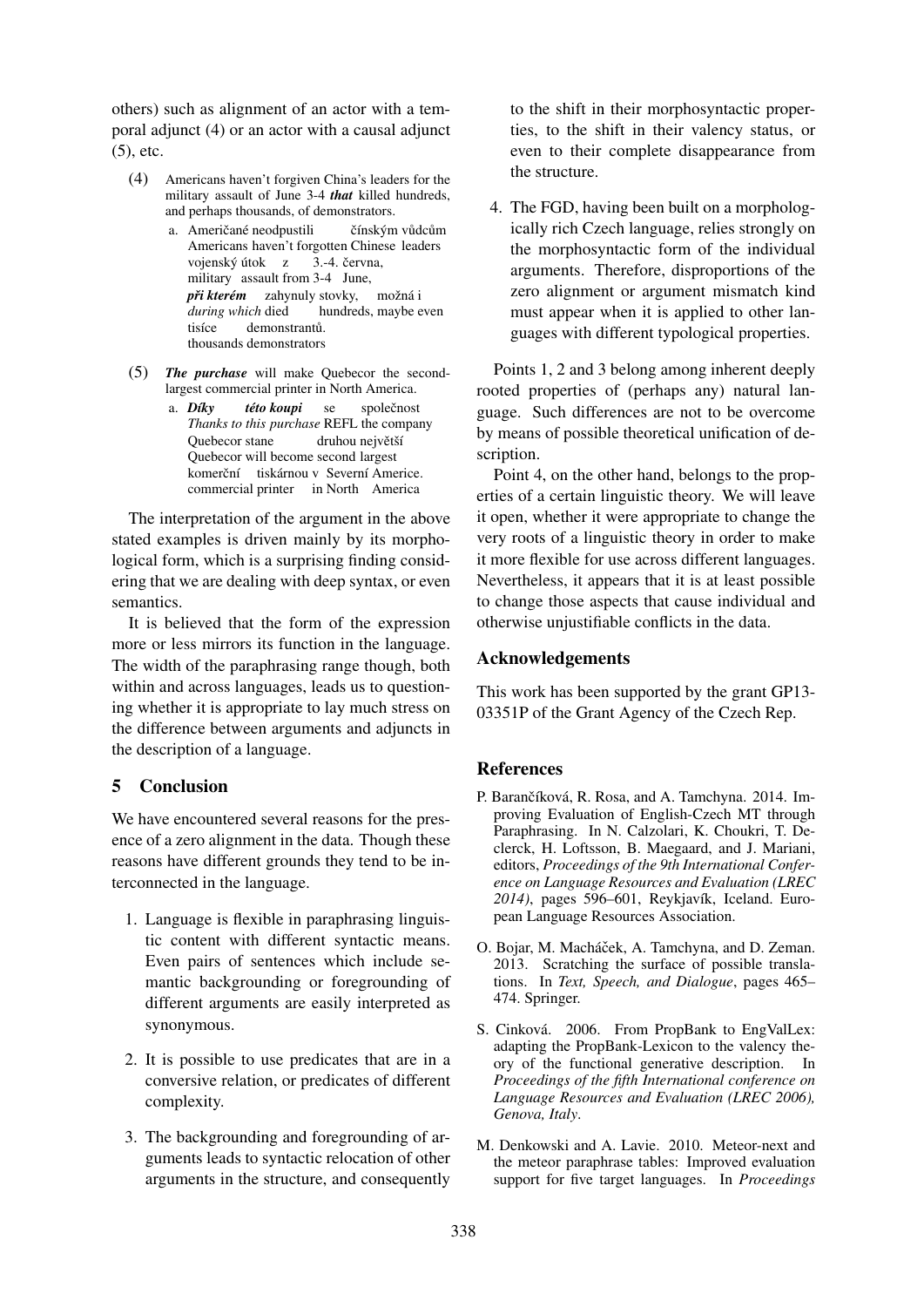others) such as alignment of an actor with a temporal adjunct (4) or an actor with a causal adjunct (5), etc.

(4) Americans haven't forgiven China's leaders for the military assault of June 3-4 ***that*** killed hundreds, and perhaps thousands, of demonstrators.

a. Američané neodpustili čínským vůdcům
Americans haven't forgotten Chinese leaders
vojenský útok z 3.-4. června,
military assault from 3-4 June,
***při kterém*** zahynuly stovky, možná i
*during which* died hundreds, maybe even
tisíce demonstrantů.
thousands demonstrators

(5) ***The purchase*** will make Quebecor the second-largest commercial printer in North America.

a. ***Díky této koupi*** se společnost
*Thanks to this purchase* REFL the company
Quebecor stane druhou největší
Quebecor will become second largest
komerční tiskárnou v Severní Americe.
commercial printer in North America

The interpretation of the argument in the above stated examples is driven mainly by its morphological form, which is a surprising finding considering that we are dealing with deep syntax, or even semantics.

It is believed that the form of the expression more or less mirrors its function in the language. The width of the paraphrasing range though, both within and across languages, leads us to questioning whether it is appropriate to lay much stress on the difference between arguments and adjuncts in the description of a language.

## 5 Conclusion

We have encountered several reasons for the presence of a zero alignment in the data. Though these reasons have different grounds they tend to be interconnected in the language.

1. Language is flexible in paraphrasing linguistic content with different syntactic means. Even pairs of sentences which include semantic backgrounding or foregrounding of different arguments are easily interpreted as synonymous.
2. It is possible to use predicates that are in a conversive relation, or predicates of different complexity.
3. The backgrounding and foregrounding of arguments leads to syntactic relocation of other arguments in the structure, and consequently to the shift in their morphosyntactic properties, to the shift in their valency status, or even to their complete disappearance from the structure.
4. The FGD, having been built on a morphologically rich Czech language, relies strongly on the morphosyntactic form of the individual arguments. Therefore, disproportions of the zero alignment or argument mismatch kind must appear when it is applied to other languages with different typological properties.

Points 1, 2 and 3 belong among inherent deeply rooted properties of (perhaps any) natural language. Such differences are not to be overcome by means of possible theoretical unification of description.

Point 4, on the other hand, belongs to the properties of a certain linguistic theory. We will leave it open, whether it were appropriate to change the very roots of a linguistic theory in order to make it more flexible for use across different languages. Nevertheless, it appears that it is at least possible to change those aspects that cause individual and otherwise unjustifiable conflicts in the data.

## Acknowledgements

This work has been supported by the grant GP13-03351P of the Grant Agency of the Czech Rep.

## References

P. Barančíková, R. Rosa, and A. Tamchyna. 2014. Improving Evaluation of English-Czech MT through Paraphrasing. In N. Calzolari, K. Choukri, T. Declerck, H. Loftsson, B. Maegaard, and J. Mariani, editors, *Proceedings of the 9th International Conference on Language Resources and Evaluation (LREC 2014)*, pages 596–601, Reykjavík, Iceland. European Language Resources Association.

O. Bojar, M. Macháček, A. Tamchyna, and D. Zeman. 2013. Scratching the surface of possible translations. In *Text, Speech, and Dialogue*, pages 465–474. Springer.

S. Cinková. 2006. From PropBank to EngValLex: adapting the PropBank-Lexicon to the valency theory of the functional generative description. In *Proceedings of the fifth International conference on Language Resources and Evaluation (LREC 2006), Genova, Italy*.

M. Denkowski and A. Lavie. 2010. Meteor-next and the meteor paraphrase tables: Improved evaluation support for five target languages. In *Proceedings*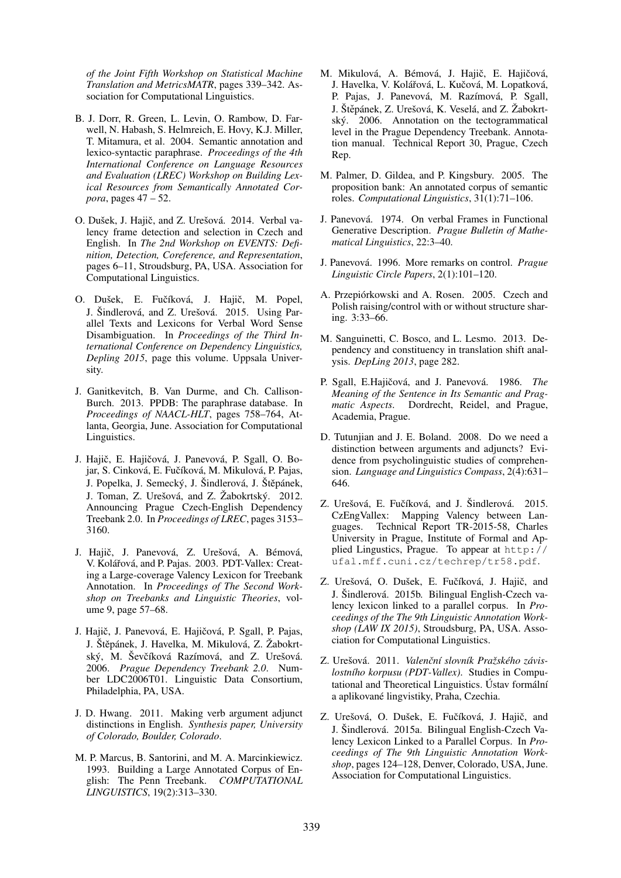*of the Joint Fifth Workshop on Statistical Machine Translation and MetricsMATR*, pages 339–342. Association for Computational Linguistics.

B. J. Dorr, R. Green, L. Levin, O. Rambow, D. Farwell, N. Habash, S. Helmreich, E. Hovy, K.J. Miller, T. Mitamura, et al. 2004. Semantic annotation and lexico-syntactic paraphrase. *Proceedings of the 4th International Conference on Language Resources and Evaluation (LREC) Workshop on Building Lexical Resources from Semantically Annotated Corpora*, pages 47 – 52.

O. Dušek, J. Hajič, and Z. Urešová. 2014. Verbal valency frame detection and selection in Czech and English. In *The 2nd Workshop on EVENTS: Definition, Detection, Coreference, and Representation*, pages 6–11, Stroudsburg, PA, USA. Association for Computational Linguistics.

O. Dušek, E. Fučíková, J. Hajič, M. Popel, J. Šindlerová, and Z. Urešová. 2015. Using Parallel Texts and Lexicons for Verbal Word Sense Disambiguation. In *Proceedings of the Third International Conference on Dependency Linguistics, Depling 2015*, page this volume. Uppsala University.

J. Ganitkevitch, B. Van Durme, and Ch. Callison-Burch. 2013. PPDB: The paraphrase database. In *Proceedings of NAACL-HLT*, pages 758–764, Atlanta, Georgia, June. Association for Computational Linguistics.

J. Hajič, E. Hajičová, J. Panevová, P. Sgall, O. Bojar, S. Cinková, E. Fučíková, M. Mikulová, P. Pajas, J. Popelka, J. Semecký, J. Šindlerová, J. Štěpánek, J. Toman, Z. Urešová, and Z. Žabokrtský. 2012. Announcing Prague Czech-English Dependency Treebank 2.0. In *Proceedings of LREC*, pages 3153–3160.

J. Hajič, J. Panevová, Z. Urešová, A. Bémová, V. Kolářová, and P. Pajas. 2003. PDT-Vallex: Creating a Large-coverage Valency Lexicon for Treebank Annotation. In *Proceedings of The Second Workshop on Treebanks and Linguistic Theories*, volume 9, page 57–68.

J. Hajič, J. Panevová, E. Hajičová, P. Sgall, P. Pajas, J. Štěpánek, J. Havelka, M. Mikulová, Z. Žabokrtský, M. Ševčíková Razímová, and Z. Urešová. 2006. *Prague Dependency Treebank 2.0*. Number LDC2006T01. Linguistic Data Consortium, Philadelphia, PA, USA.

J. D. Hwang. 2011. Making verb argument adjunct distinctions in English. *Synthesis paper, University of Colorado, Boulder, Colorado*.

M. P. Marcus, B. Santorini, and M. A. Marcinkiewicz. 1993. Building a Large Annotated Corpus of English: The Penn Treebank. *COMPUTATIONAL LINGUISTICS*, 19(2):313–330.

M. Mikulová, A. Bémová, J. Hajič, E. Hajičová, J. Havelka, V. Kolářová, L. Kučová, M. Lopatková, P. Pajas, J. Panevová, M. Razímová, P. Sgall, J. Štěpánek, Z. Urešová, K. Veselá, and Z. Žabokrtský. 2006. Annotation on the tectogrammatical level in the Prague Dependency Treebank. Annotation manual. Technical Report 30, Prague, Czech Rep.

M. Palmer, D. Gildea, and P. Kingsbury. 2005. The proposition bank: An annotated corpus of semantic roles. *Computational Linguistics*, 31(1):71–106.

J. Panevová. 1974. On verbal Frames in Functional Generative Description. *Prague Bulletin of Mathematical Linguistics*, 22:3–40.

J. Panevová. 1996. More remarks on control. *Prague Linguistic Circle Papers*, 2(1):101–120.

A. Przepiórkowski and A. Rosen. 2005. Czech and Polish raising/control with or without structure sharing. 3:33–66.

M. Sanguinetti, C. Bosco, and L. Lesmo. 2013. Dependency and constituency in translation shift analysis. *DepLing 2013*, page 282.

P. Sgall, E.Hajičová, and J. Panevová. 1986. *The Meaning of the Sentence in Its Semantic and Pragmatic Aspects*. Dordrecht, Reidel, and Prague, Academia, Prague.

D. Tutunjian and J. E. Boland. 2008. Do we need a distinction between arguments and adjuncts? Evidence from psycholinguistic studies of comprehension. *Language and Linguistics Compass*, 2(4):631–646.

Z. Urešová, E. Fučíková, and J. Šindlerová. 2015. CzEngVallex: Mapping Valency between Languages. Technical Report TR-2015-58, Charles University in Prague, Institute of Formal and Applied Lingustics, Prague. To appear at http://ufal.mff.cuni.cz/techrep/tr58.pdf.

Z. Urešová, O. Dušek, E. Fučíková, J. Hajič, and J. Šindlerová. 2015b. Bilingual English-Czech valency lexicon linked to a parallel corpus. In *Proceedings of the The 9th Linguistic Annotation Workshop (LAW IX 2015)*, Stroudsburg, PA, USA. Association for Computational Linguistics.

Z. Urešová. 2011. *Valenční slovník Pražského závislostního korpusu (PDT-Vallex)*. Studies in Computational and Theoretical Linguistics. Ústav formální a aplikované lingvistiky, Praha, Czechia.

Z. Urešová, O. Dušek, E. Fučíková, J. Hajič, and J. Šindlerová. 2015a. Bilingual English-Czech Valency Lexicon Linked to a Parallel Corpus. In *Proceedings of The 9th Linguistic Annotation Workshop*, pages 124–128, Denver, Colorado, USA, June. Association for Computational Linguistics.